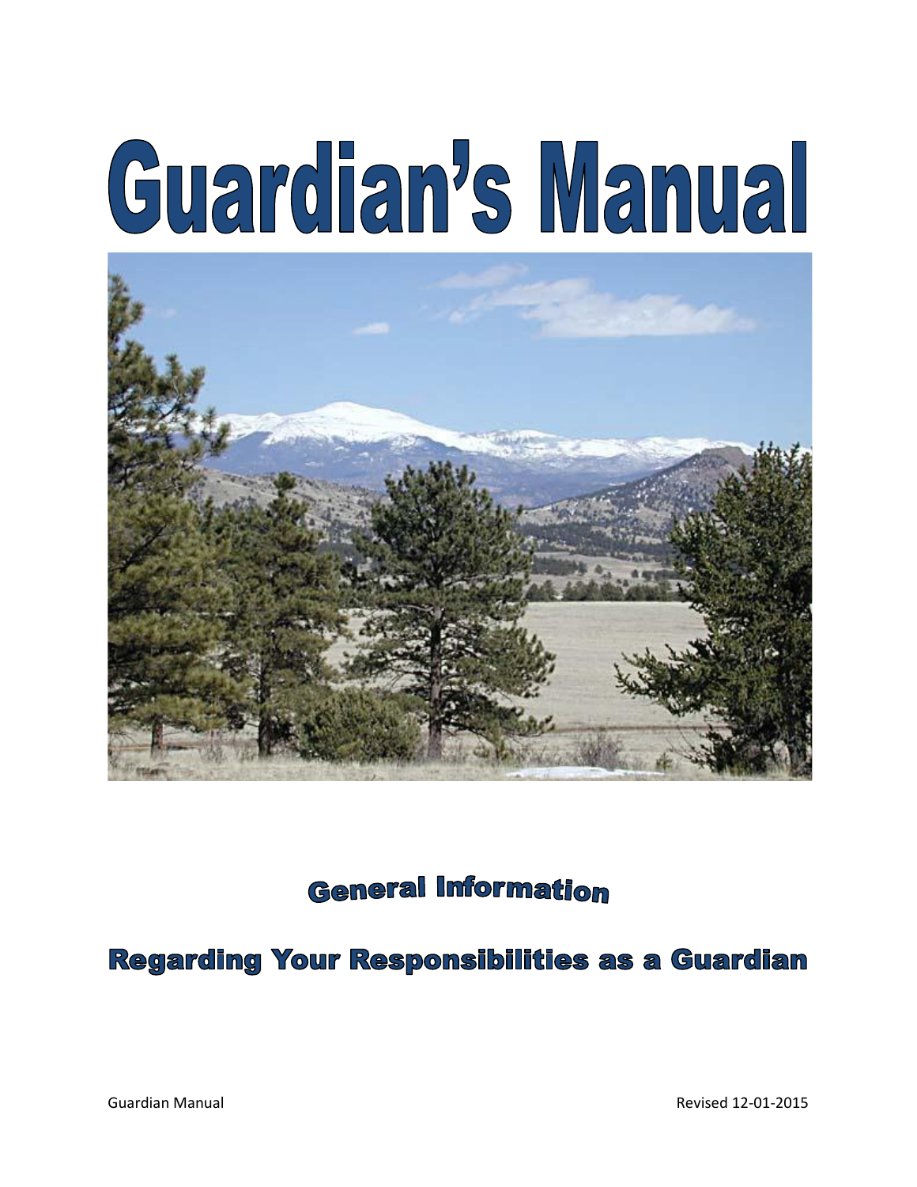# Guardian's Manual

## General Information

## Regarding Your Responsibilities as a Guardian

Guardian Manual Revised 12-01-2015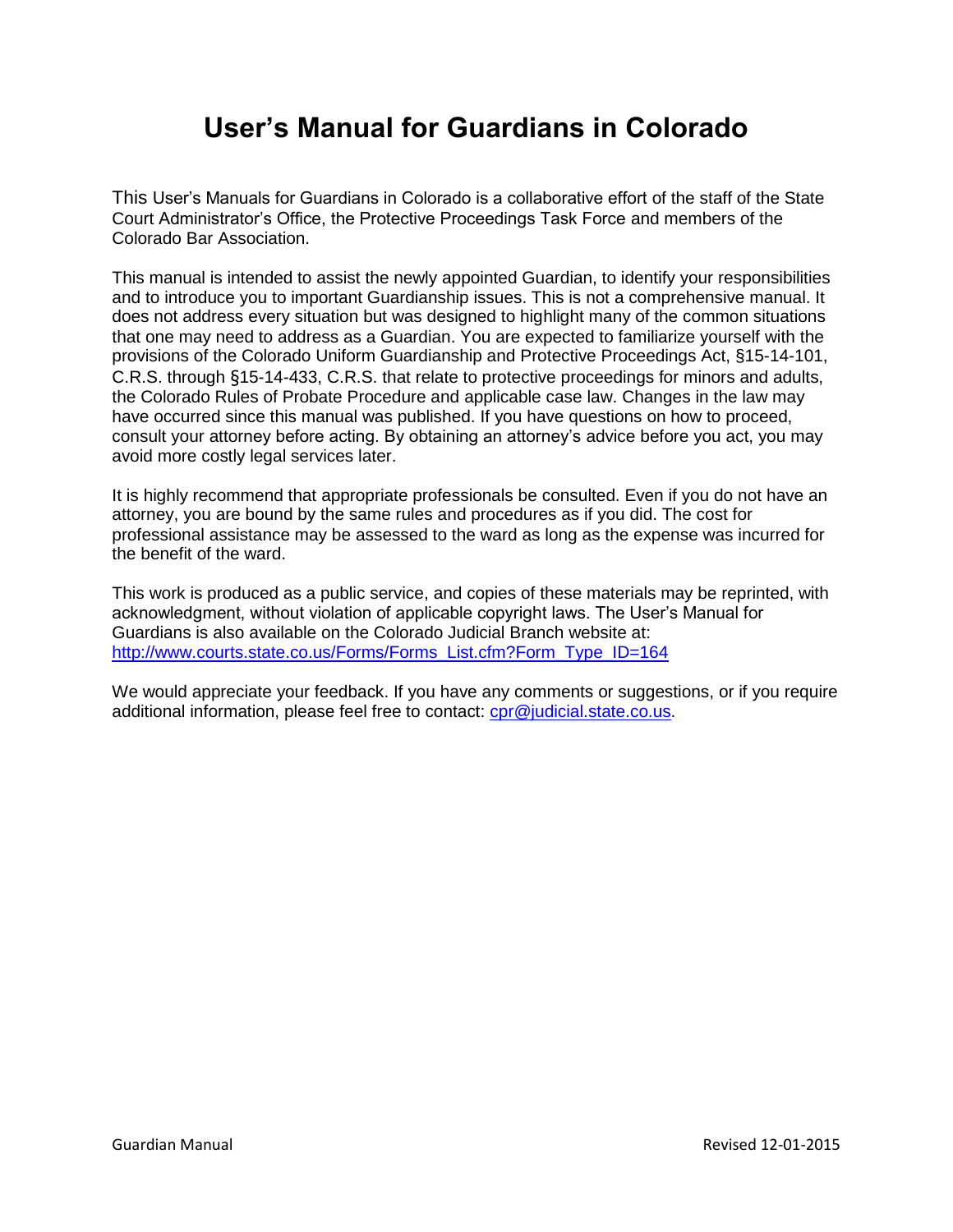# User's Manual for Guardians in Colorado

This User's Manuals for Guardians in Colorado is a collaborative effort of the staff of the State Court Administrator's Office, the Protective Proceedings Task Force and members of the Colorado Bar Association.

This manual is intended to assist the newly appointed Guardian, to identify your responsibilities and to introduce you to important Guardianship issues. This is not a comprehensive manual. It does not address every situation but was designed to highlight many of the common situations that one may need to address as a Guardian. You are expected to familiarize yourself with the provisions of the Colorado Uniform Guardianship and Protective Proceedings Act, §15-14-101, C.R.S. through §15-14-433, C.R.S. that relate to protective proceedings for minors and adults, the Colorado Rules of Probate Procedure and applicable case law. Changes in the law may have occurred since this manual was published. If you have questions on how to proceed, consult your attorney before acting. By obtaining an attorney's advice before you act, you may avoid more costly legal services later.

It is highly recommend that appropriate professionals be consulted. Even if you do not have an attorney, you are bound by the same rules and procedures as if you did. The cost for professional assistance may be assessed to the ward as long as the expense was incurred for the benefit of the ward.

This work is produced as a public service, and copies of these materials may be reprinted, with acknowledgment, without violation of applicable copyright laws. The User's Manual for Guardians is also available on the Colorado Judicial Branch website at: [http://www.courts.state.co.us/Forms/Forms_List.cfm?Form_Type_ID=164](http://www.courts.state.co.us/Forms/Forms_List.cfm?Form_Type_ID=164)

We would appreciate your feedback. If you have any comments or suggestions, or if you require additional information, please feel free to contact: [cpr@judicial.state.co.us](mailto:cpr@judicial.state.co.us).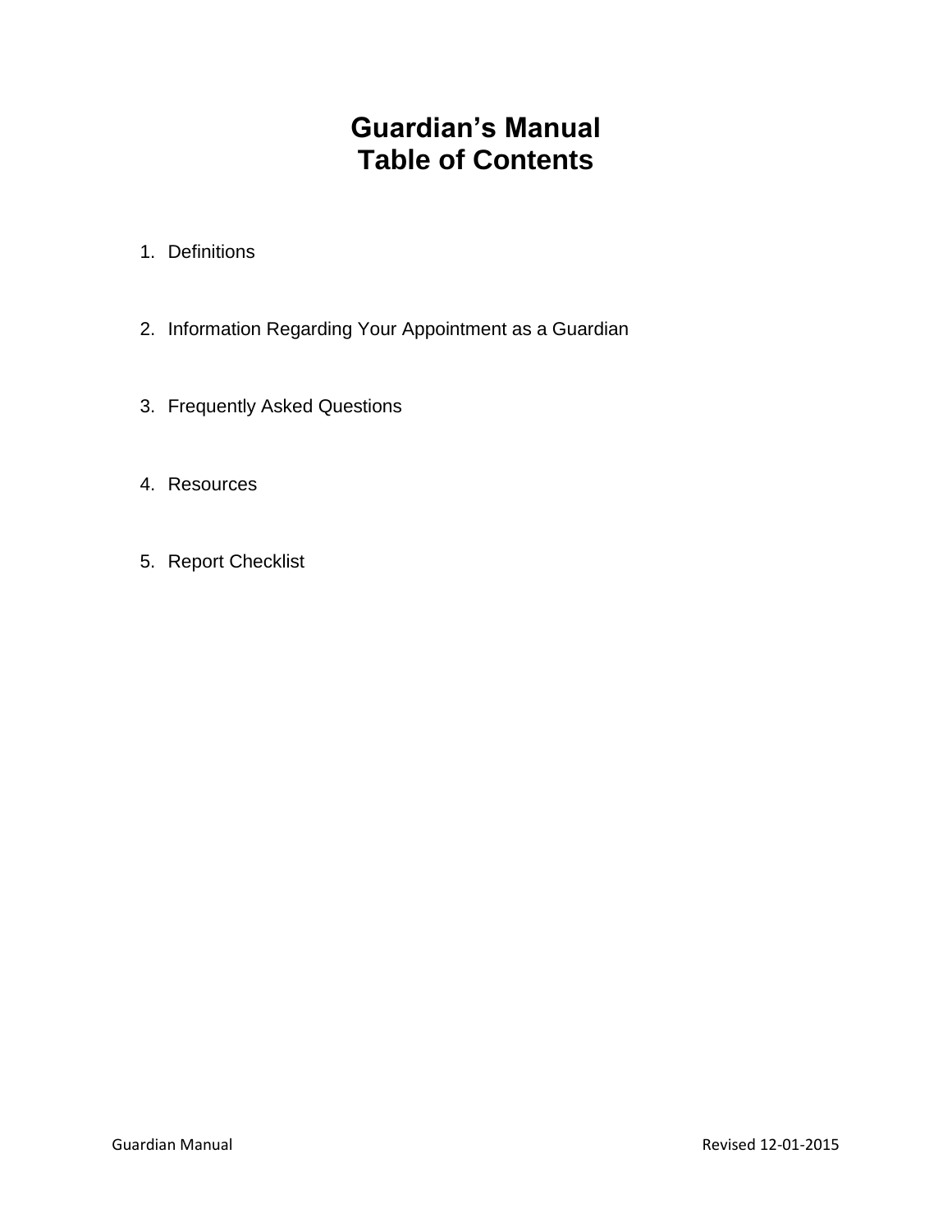# Guardian's Manual
# Table of Contents

1. Definitions

2. Information Regarding Your Appointment as a Guardian

3. Frequently Asked Questions

4. Resources

5. Report Checklist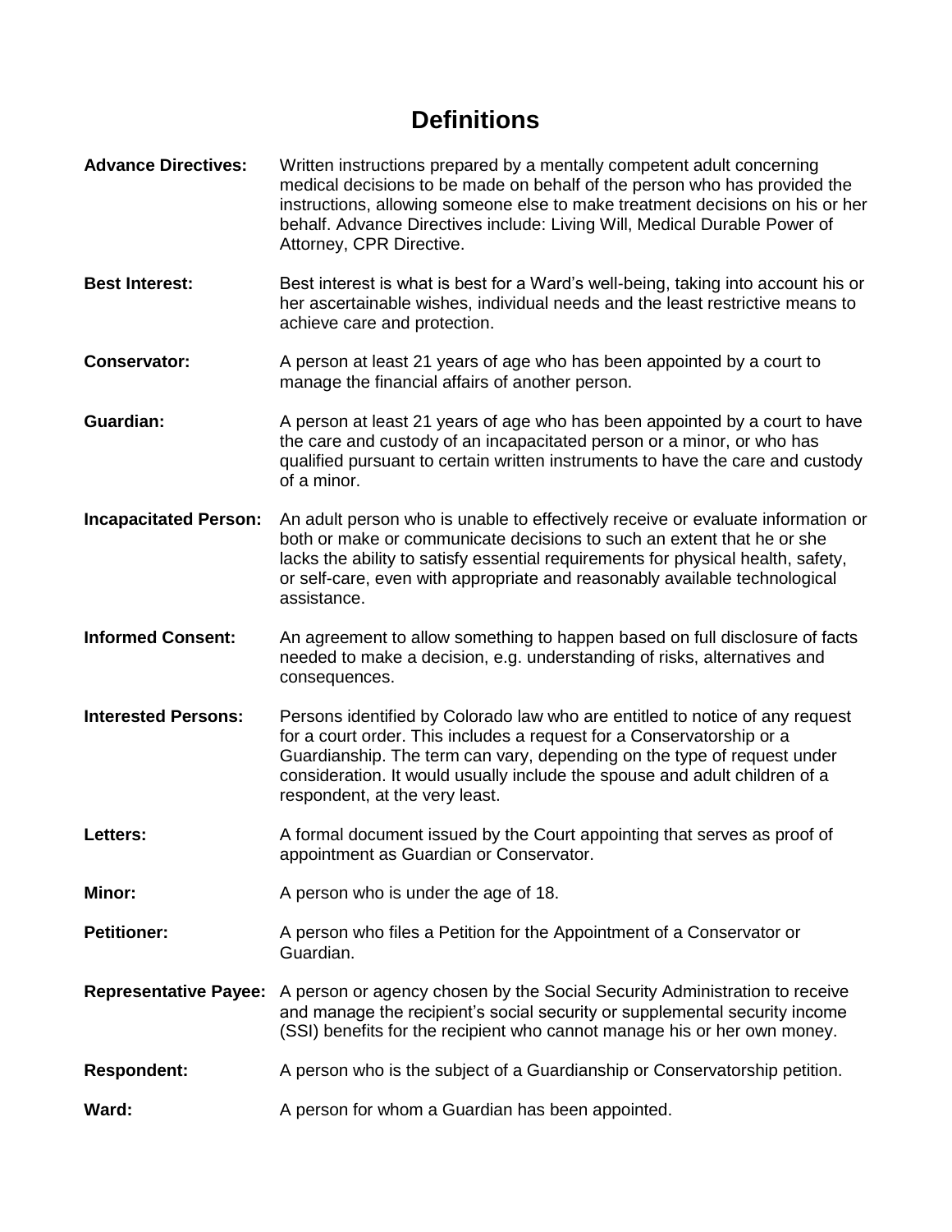# Definitions

**Advance Directives:** Written instructions prepared by a mentally competent adult concerning medical decisions to be made on behalf of the person who has provided the instructions, allowing someone else to make treatment decisions on his or her behalf. Advance Directives include: Living Will, Medical Durable Power of Attorney, CPR Directive.

**Best Interest:** Best interest is what is best for a Ward's well-being, taking into account his or her ascertainable wishes, individual needs and the least restrictive means to achieve care and protection.

**Conservator:** A person at least 21 years of age who has been appointed by a court to manage the financial affairs of another person.

**Guardian:** A person at least 21 years of age who has been appointed by a court to have the care and custody of an incapacitated person or a minor, or who has qualified pursuant to certain written instruments to have the care and custody of a minor.

**Incapacitated Person:** An adult person who is unable to effectively receive or evaluate information or both or make or communicate decisions to such an extent that he or she lacks the ability to satisfy essential requirements for physical health, safety, or self-care, even with appropriate and reasonably available technological assistance.

**Informed Consent:** An agreement to allow something to happen based on full disclosure of facts needed to make a decision, e.g. understanding of risks, alternatives and consequences.

**Interested Persons:** Persons identified by Colorado law who are entitled to notice of any request for a court order. This includes a request for a Conservatorship or a Guardianship. The term can vary, depending on the type of request under consideration. It would usually include the spouse and adult children of a respondent, at the very least.

**Letters:** A formal document issued by the Court appointing that serves as proof of appointment as Guardian or Conservator.

**Minor:** A person who is under the age of 18.

**Petitioner:** A person who files a Petition for the Appointment of a Conservator or Guardian.

**Representative Payee:** A person or agency chosen by the Social Security Administration to receive and manage the recipient's social security or supplemental security income (SSI) benefits for the recipient who cannot manage his or her own money.

**Respondent:** A person who is the subject of a Guardianship or Conservatorship petition.

**Ward:** A person for whom a Guardian has been appointed.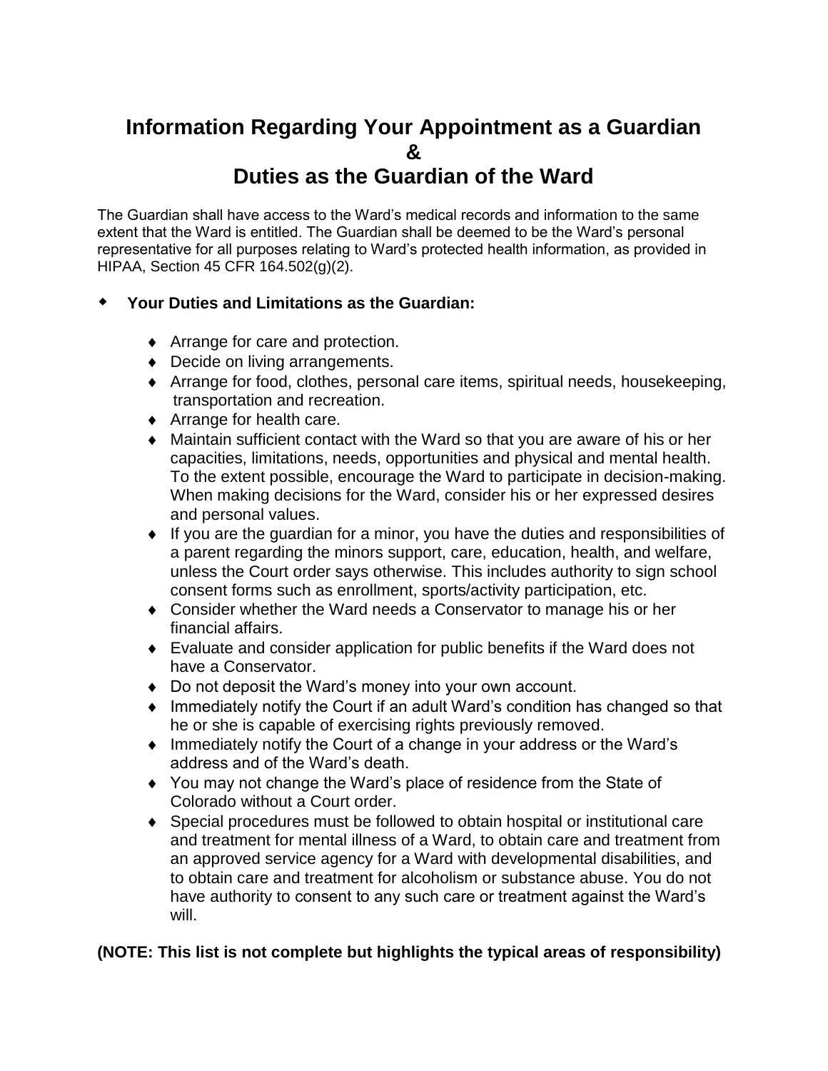# Information Regarding Your Appointment as a Guardian
# &
# Duties as the Guardian of the Ward

The Guardian shall have access to the Ward's medical records and information to the same extent that the Ward is entitled. The Guardian shall be deemed to be the Ward's personal representative for all purposes relating to Ward's protected health information, as provided in HIPAA, Section 45 CFR 164.502(g)(2).

- **Your Duties and Limitations as the Guardian:**

  - Arrange for care and protection.
  - Decide on living arrangements.
  - Arrange for food, clothes, personal care items, spiritual needs, housekeeping, transportation and recreation.
  - Arrange for health care.
  - Maintain sufficient contact with the Ward so that you are aware of his or her capacities, limitations, needs, opportunities and physical and mental health. To the extent possible, encourage the Ward to participate in decision-making. When making decisions for the Ward, consider his or her expressed desires and personal values.
  - If you are the guardian for a minor, you have the duties and responsibilities of a parent regarding the minors support, care, education, health, and welfare, unless the Court order says otherwise. This includes authority to sign school consent forms such as enrollment, sports/activity participation, etc.
  - Consider whether the Ward needs a Conservator to manage his or her financial affairs.
  - Evaluate and consider application for public benefits if the Ward does not have a Conservator.
  - Do not deposit the Ward's money into your own account.
  - Immediately notify the Court if an adult Ward's condition has changed so that he or she is capable of exercising rights previously removed.
  - Immediately notify the Court of a change in your address or the Ward's address and of the Ward's death.
  - You may not change the Ward's place of residence from the State of Colorado without a Court order.
  - Special procedures must be followed to obtain hospital or institutional care and treatment for mental illness of a Ward, to obtain care and treatment from an approved service agency for a Ward with developmental disabilities, and to obtain care and treatment for alcoholism or substance abuse. You do not have authority to consent to any such care or treatment against the Ward's will.

**(NOTE: This list is not complete but highlights the typical areas of responsibility)**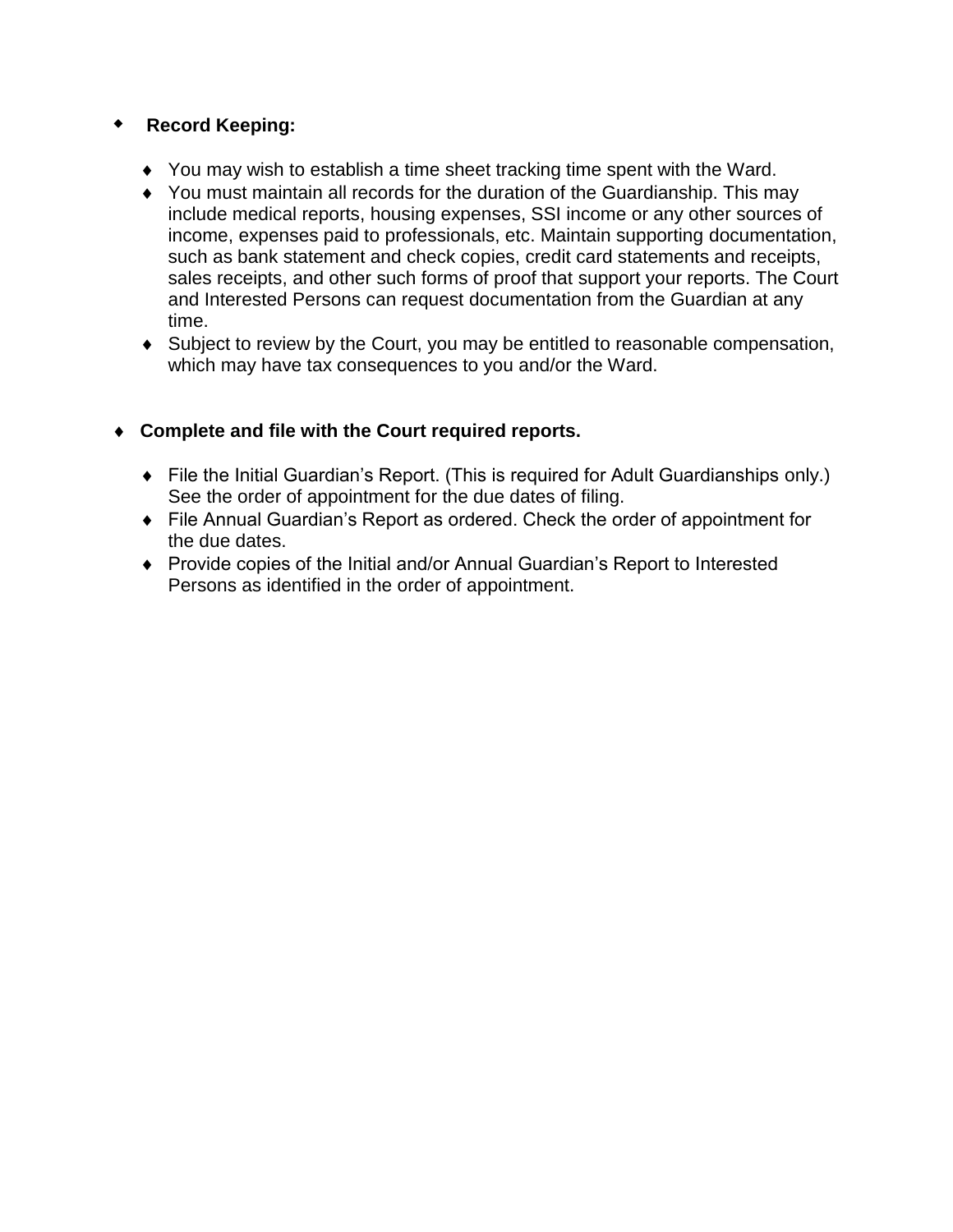- **Record Keeping:**

  - You may wish to establish a time sheet tracking time spent with the Ward.
  - You must maintain all records for the duration of the Guardianship. This may include medical reports, housing expenses, SSI income or any other sources of income, expenses paid to professionals, etc. Maintain supporting documentation, such as bank statement and check copies, credit card statements and receipts, sales receipts, and other such forms of proof that support your reports. The Court and Interested Persons can request documentation from the Guardian at any time.
  - Subject to review by the Court, you may be entitled to reasonable compensation, which may have tax consequences to you and/or the Ward.

- **Complete and file with the Court required reports.**

  - File the Initial Guardian's Report. (This is required for Adult Guardianships only.) See the order of appointment for the due dates of filing.
  - File Annual Guardian's Report as ordered. Check the order of appointment for the due dates.
  - Provide copies of the Initial and/or Annual Guardian's Report to Interested Persons as identified in the order of appointment.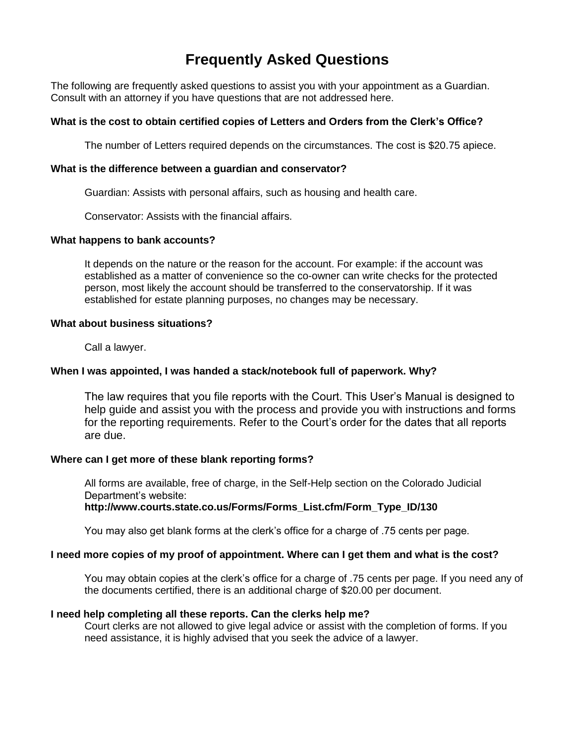# Frequently Asked Questions

The following are frequently asked questions to assist you with your appointment as a Guardian. Consult with an attorney if you have questions that are not addressed here.

**What is the cost to obtain certified copies of Letters and Orders from the Clerk's Office?**

The number of Letters required depends on the circumstances. The cost is $20.75 apiece.

**What is the difference between a guardian and conservator?**

Guardian: Assists with personal affairs, such as housing and health care.

Conservator: Assists with the financial affairs.

**What happens to bank accounts?**

It depends on the nature or the reason for the account. For example: if the account was established as a matter of convenience so the co-owner can write checks for the protected person, most likely the account should be transferred to the conservatorship. If it was established for estate planning purposes, no changes may be necessary.

**What about business situations?**

Call a lawyer.

**When I was appointed, I was handed a stack/notebook full of paperwork. Why?**

The law requires that you file reports with the Court. This User's Manual is designed to help guide and assist you with the process and provide you with instructions and forms for the reporting requirements. Refer to the Court's order for the dates that all reports are due.

**Where can I get more of these blank reporting forms?**

All forms are available, free of charge, in the Self-Help section on the Colorado Judicial Department's website:
**http://www.courts.state.co.us/Forms/Forms_List.cfm/Form_Type_ID/130**

You may also get blank forms at the clerk's office for a charge of .75 cents per page.

**I need more copies of my proof of appointment. Where can I get them and what is the cost?**

You may obtain copies at the clerk's office for a charge of .75 cents per page. If you need any of the documents certified, there is an additional charge of $20.00 per document.

**I need help completing all these reports. Can the clerks help me?**

Court clerks are not allowed to give legal advice or assist with the completion of forms. If you need assistance, it is highly advised that you seek the advice of a lawyer.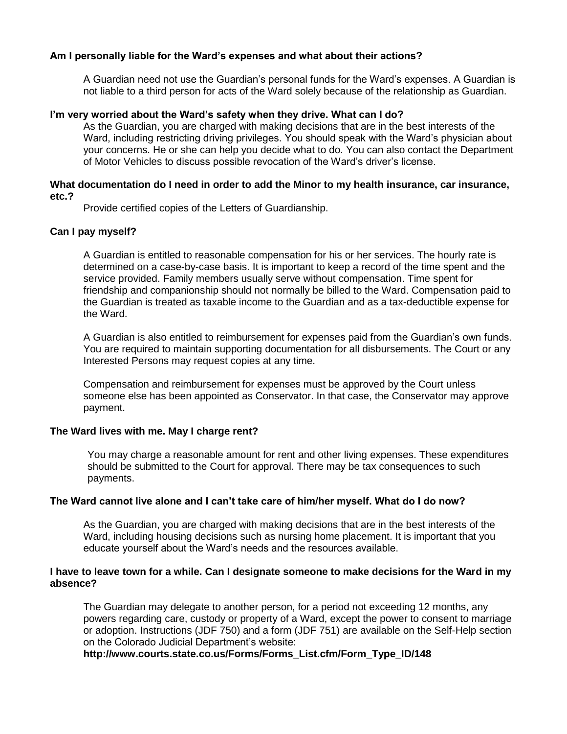**Am I personally liable for the Ward's expenses and what about their actions?**

A Guardian need not use the Guardian's personal funds for the Ward's expenses. A Guardian is not liable to a third person for acts of the Ward solely because of the relationship as Guardian.

**I'm very worried about the Ward's safety when they drive. What can I do?**

As the Guardian, you are charged with making decisions that are in the best interests of the Ward, including restricting driving privileges. You should speak with the Ward's physician about your concerns. He or she can help you decide what to do. You can also contact the Department of Motor Vehicles to discuss possible revocation of the Ward's driver's license.

**What documentation do I need in order to add the Minor to my health insurance, car insurance, etc.?**

Provide certified copies of the Letters of Guardianship.

**Can I pay myself?**

A Guardian is entitled to reasonable compensation for his or her services. The hourly rate is determined on a case-by-case basis. It is important to keep a record of the time spent and the service provided. Family members usually serve without compensation. Time spent for friendship and companionship should not normally be billed to the Ward. Compensation paid to the Guardian is treated as taxable income to the Guardian and as a tax-deductible expense for the Ward.

A Guardian is also entitled to reimbursement for expenses paid from the Guardian's own funds. You are required to maintain supporting documentation for all disbursements. The Court or any Interested Persons may request copies at any time.

Compensation and reimbursement for expenses must be approved by the Court unless someone else has been appointed as Conservator. In that case, the Conservator may approve payment.

**The Ward lives with me. May I charge rent?**

You may charge a reasonable amount for rent and other living expenses. These expenditures should be submitted to the Court for approval. There may be tax consequences to such payments.

**The Ward cannot live alone and I can't take care of him/her myself. What do I do now?**

As the Guardian, you are charged with making decisions that are in the best interests of the Ward, including housing decisions such as nursing home placement. It is important that you educate yourself about the Ward's needs and the resources available.

**I have to leave town for a while. Can I designate someone to make decisions for the Ward in my absence?**

The Guardian may delegate to another person, for a period not exceeding 12 months, any powers regarding care, custody or property of a Ward, except the power to consent to marriage or adoption. Instructions (JDF 750) and a form (JDF 751) are available on the Self-Help section on the Colorado Judicial Department's website:
**http://www.courts.state.co.us/Forms/Forms_List.cfm/Form_Type_ID/148**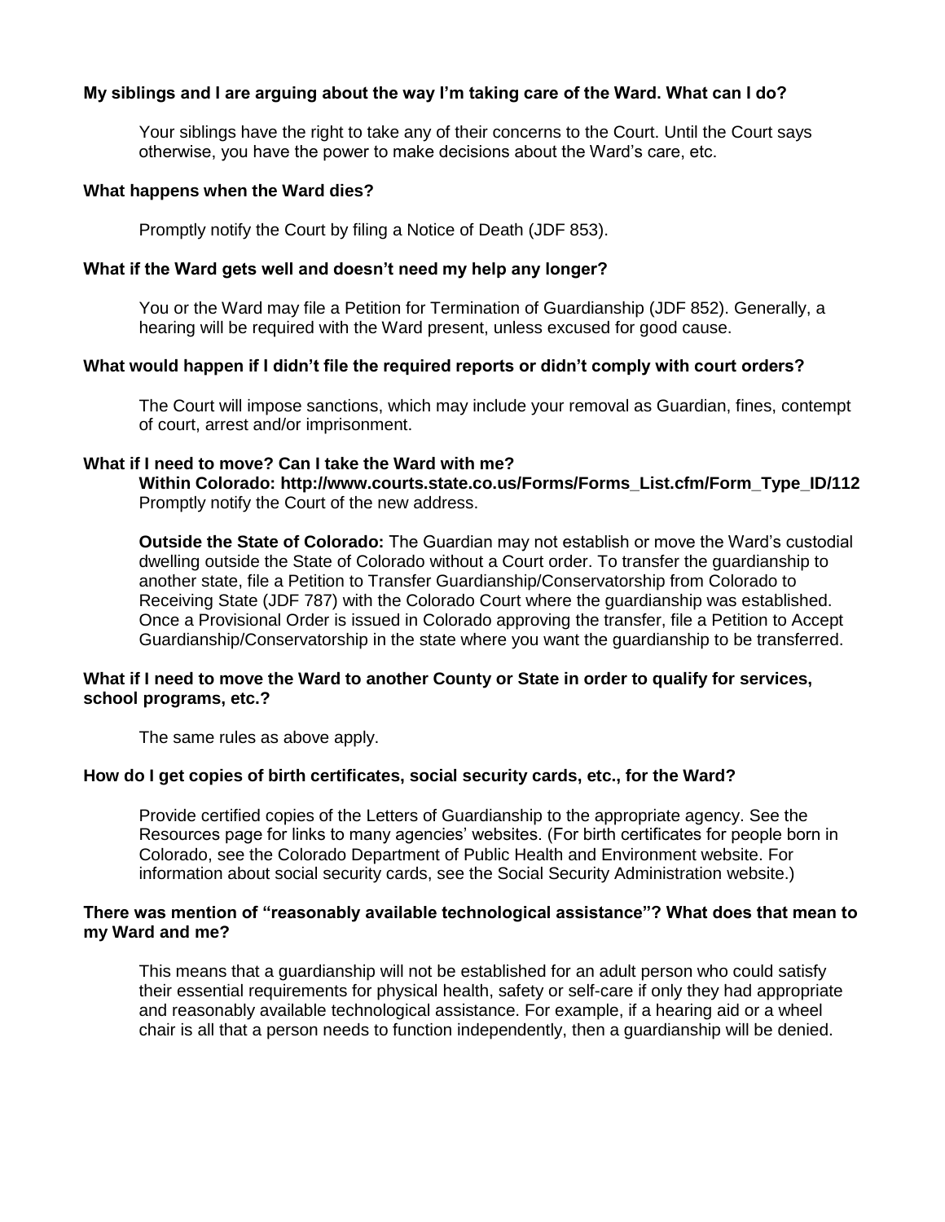**My siblings and I are arguing about the way I'm taking care of the Ward. What can I do?**

Your siblings have the right to take any of their concerns to the Court. Until the Court says otherwise, you have the power to make decisions about the Ward's care, etc.

**What happens when the Ward dies?**

Promptly notify the Court by filing a Notice of Death (JDF 853).

**What if the Ward gets well and doesn't need my help any longer?**

You or the Ward may file a Petition for Termination of Guardianship (JDF 852). Generally, a hearing will be required with the Ward present, unless excused for good cause.

**What would happen if I didn't file the required reports or didn't comply with court orders?**

The Court will impose sanctions, which may include your removal as Guardian, fines, contempt of court, arrest and/or imprisonment.

**What if I need to move? Can I take the Ward with me?**

**Within Colorado: http://www.courts.state.co.us/Forms/Forms_List.cfm/Form_Type_ID/112** Promptly notify the Court of the new address.

**Outside the State of Colorado:** The Guardian may not establish or move the Ward's custodial dwelling outside the State of Colorado without a Court order. To transfer the guardianship to another state, file a Petition to Transfer Guardianship/Conservatorship from Colorado to Receiving State (JDF 787) with the Colorado Court where the guardianship was established. Once a Provisional Order is issued in Colorado approving the transfer, file a Petition to Accept Guardianship/Conservatorship in the state where you want the guardianship to be transferred.

**What if I need to move the Ward to another County or State in order to qualify for services, school programs, etc.?**

The same rules as above apply.

**How do I get copies of birth certificates, social security cards, etc., for the Ward?**

Provide certified copies of the Letters of Guardianship to the appropriate agency. See the Resources page for links to many agencies' websites. (For birth certificates for people born in Colorado, see the Colorado Department of Public Health and Environment website. For information about social security cards, see the Social Security Administration website.)

**There was mention of "reasonably available technological assistance"? What does that mean to my Ward and me?**

This means that a guardianship will not be established for an adult person who could satisfy their essential requirements for physical health, safety or self-care if only they had appropriate and reasonably available technological assistance. For example, if a hearing aid or a wheel chair is all that a person needs to function independently, then a guardianship will be denied.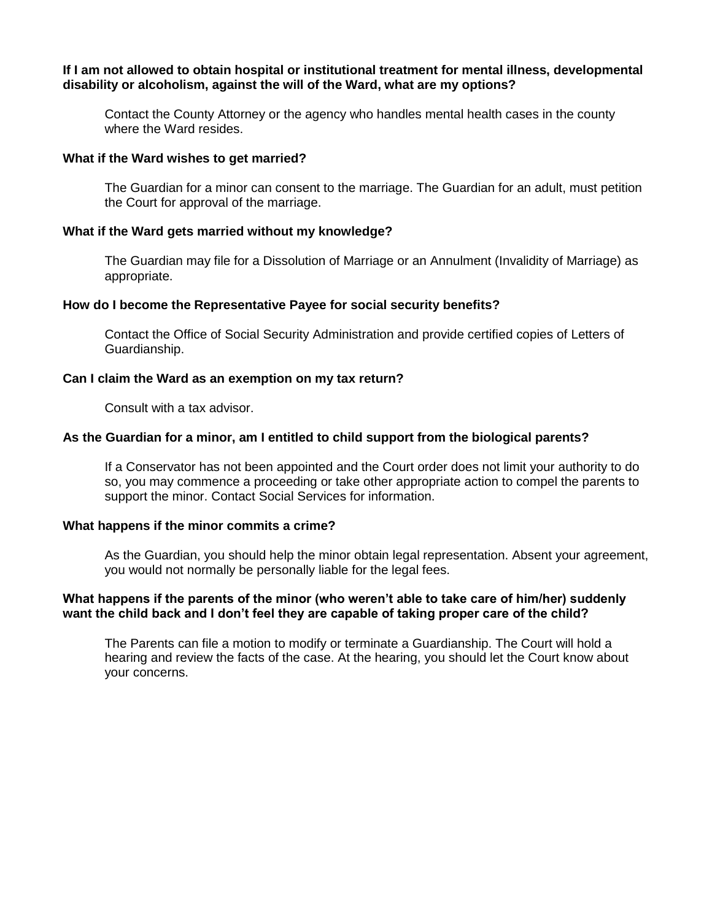**If I am not allowed to obtain hospital or institutional treatment for mental illness, developmental disability or alcoholism, against the will of the Ward, what are my options?**

Contact the County Attorney or the agency who handles mental health cases in the county where the Ward resides.

**What if the Ward wishes to get married?**

The Guardian for a minor can consent to the marriage. The Guardian for an adult, must petition the Court for approval of the marriage.

**What if the Ward gets married without my knowledge?**

The Guardian may file for a Dissolution of Marriage or an Annulment (Invalidity of Marriage) as appropriate.

**How do I become the Representative Payee for social security benefits?**

Contact the Office of Social Security Administration and provide certified copies of Letters of Guardianship.

**Can I claim the Ward as an exemption on my tax return?**

Consult with a tax advisor.

**As the Guardian for a minor, am I entitled to child support from the biological parents?**

If a Conservator has not been appointed and the Court order does not limit your authority to do so, you may commence a proceeding or take other appropriate action to compel the parents to support the minor. Contact Social Services for information.

**What happens if the minor commits a crime?**

As the Guardian, you should help the minor obtain legal representation. Absent your agreement, you would not normally be personally liable for the legal fees.

**What happens if the parents of the minor (who weren't able to take care of him/her) suddenly want the child back and I don't feel they are capable of taking proper care of the child?**

The Parents can file a motion to modify or terminate a Guardianship. The Court will hold a hearing and review the facts of the case. At the hearing, you should let the Court know about your concerns.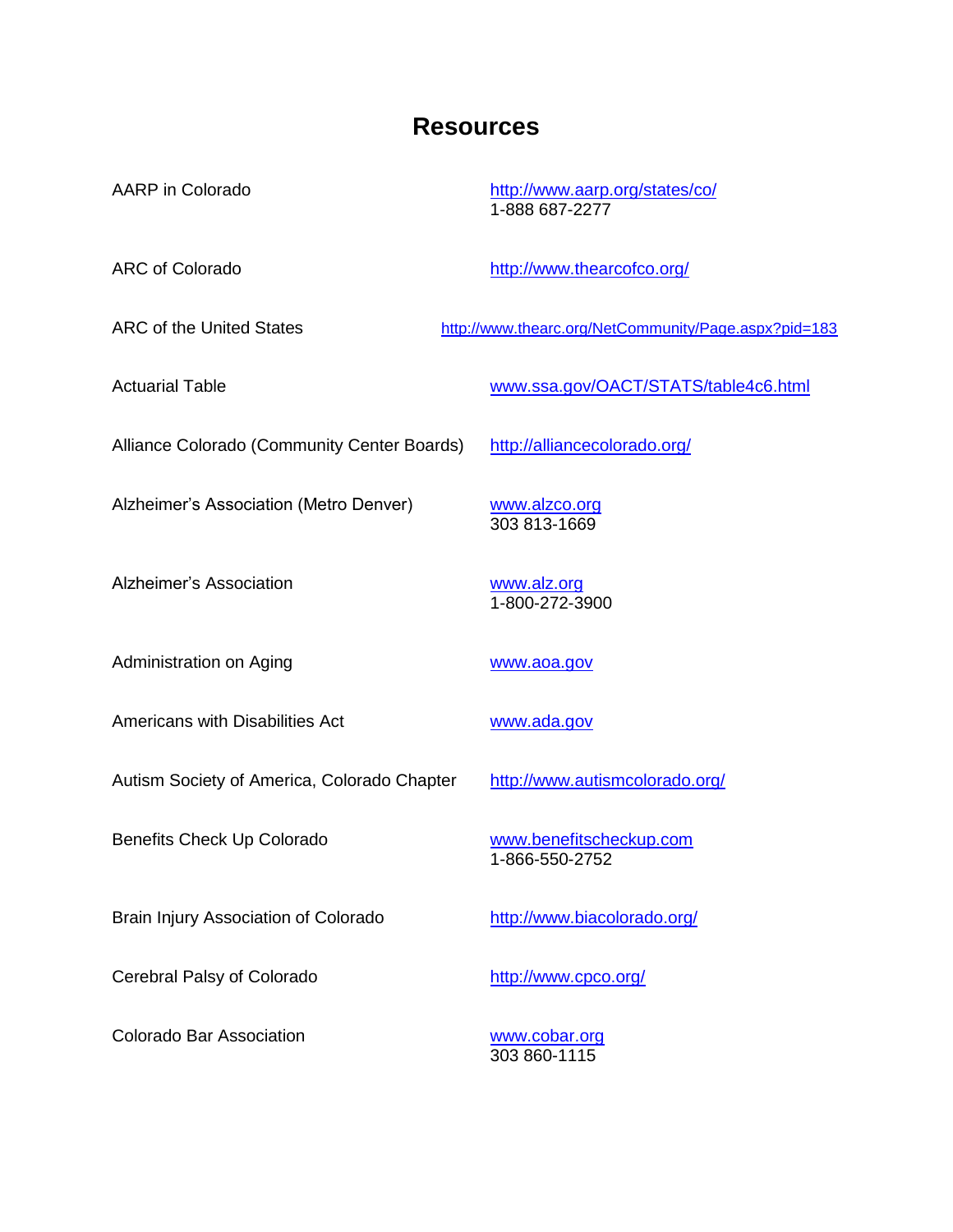# Resources

| | |
|---|---|
| AARP in Colorado | http://www.aarp.org/states/co/<br>1-888 687-2277 |
| ARC of Colorado | http://www.thearcofco.org/ |
| ARC of the United States | http://www.thearc.org/NetCommunity/Page.aspx?pid=183 |
| Actuarial Table | www.ssa.gov/OACT/STATS/table4c6.html |
| Alliance Colorado (Community Center Boards) | http://alliancecolorado.org/ |
| Alzheimer's Association (Metro Denver) | www.alzco.org<br>303 813-1669 |
| Alzheimer's Association | www.alz.org<br>1-800-272-3900 |
| Administration on Aging | www.aoa.gov |
| Americans with Disabilities Act | www.ada.gov |
| Autism Society of America, Colorado Chapter | http://www.autismcolorado.org/ |
| Benefits Check Up Colorado | www.benefitscheckup.com<br>1-866-550-2752 |
| Brain Injury Association of Colorado | http://www.biacolorado.org/ |
| Cerebral Palsy of Colorado | http://www.cpco.org/ |
| Colorado Bar Association | www.cobar.org<br>303 860-1115 |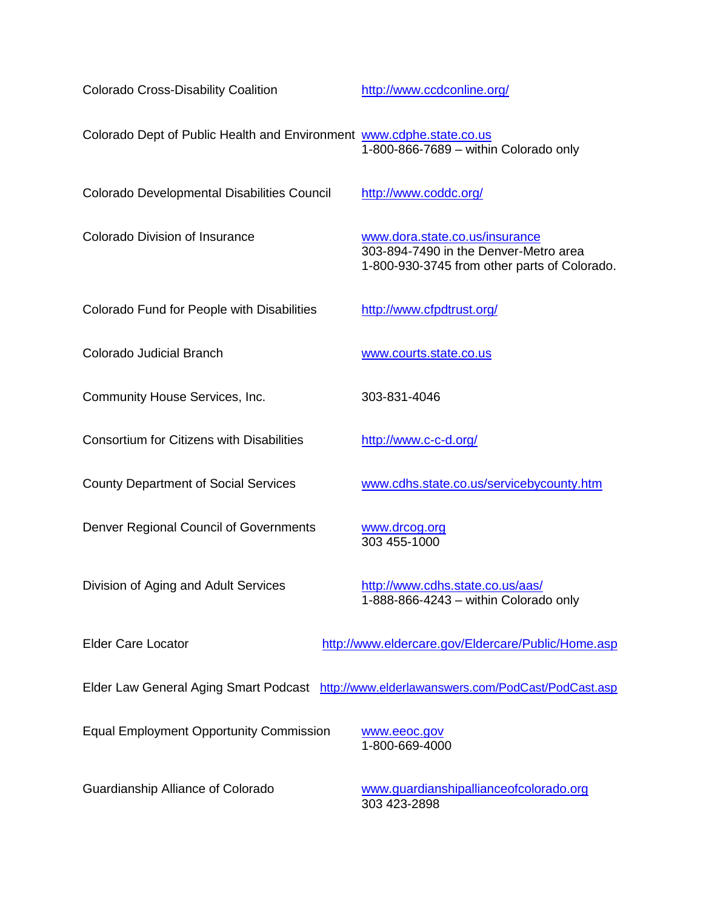| | |
|---|---|
| Colorado Cross-Disability Coalition | http://www.ccdconline.org/ |
| Colorado Dept of Public Health and Environment | www.cdphe.state.co.us<br>1-800-866-7689 – within Colorado only |
| Colorado Developmental Disabilities Council | http://www.coddc.org/ |
| Colorado Division of Insurance | www.dora.state.co.us/insurance<br>303-894-7490 in the Denver-Metro area<br>1-800-930-3745 from other parts of Colorado. |
| Colorado Fund for People with Disabilities | http://www.cfpdtrust.org/ |
| Colorado Judicial Branch | www.courts.state.co.us |
| Community House Services, Inc. | 303-831-4046 |
| Consortium for Citizens with Disabilities | http://www.c-c-d.org/ |
| County Department of Social Services | www.cdhs.state.co.us/servicebycounty.htm |
| Denver Regional Council of Governments | www.drcog.org<br>303 455-1000 |
| Division of Aging and Adult Services | http://www.cdhs.state.co.us/aas/<br>1-888-866-4243 – within Colorado only |
| Elder Care Locator | http://www.eldercare.gov/Eldercare/Public/Home.asp |
| Elder Law General Aging Smart Podcast | http://www.elderlawanswers.com/PodCast/PodCast.asp |
| Equal Employment Opportunity Commission | www.eeoc.gov<br>1-800-669-4000 |
| Guardianship Alliance of Colorado | www.guardianshipallianceofcolorado.org<br>303 423-2898 |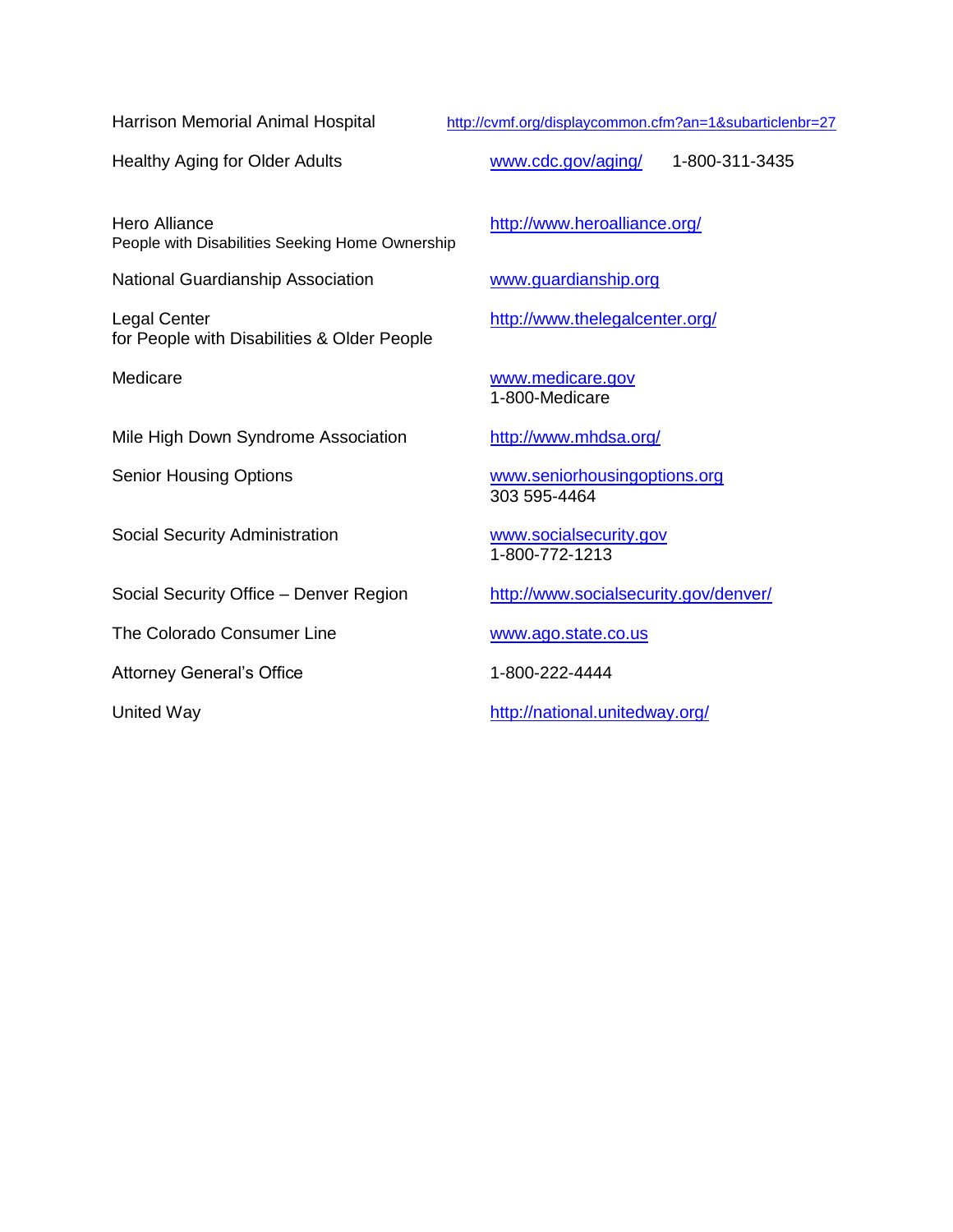| | |
|---|---|
| Harrison Memorial Animal Hospital | http://cvmf.org/displaycommon.cfm?an=1&subarticlenbr=27 |
| Healthy Aging for Older Adults | www.cdc.gov/aging/ 1-800-311-3435 |
| Hero Alliance<br>People with Disabilities Seeking Home Ownership | http://www.heroalliance.org/ |
| National Guardianship Association | www.guardianship.org |
| Legal Center<br>for People with Disabilities & Older People | http://www.thelegalcenter.org/ |
| Medicare | www.medicare.gov<br>1-800-Medicare |
| Mile High Down Syndrome Association | http://www.mhdsa.org/ |
| Senior Housing Options | www.seniorhousingoptions.org<br>303 595-4464 |
| Social Security Administration | www.socialsecurity.gov<br>1-800-772-1213 |
| Social Security Office – Denver Region | http://www.socialsecurity.gov/denver/ |
| The Colorado Consumer Line | www.ago.state.co.us |
| Attorney General's Office | 1-800-222-4444 |
| United Way | http://national.unitedway.org/ |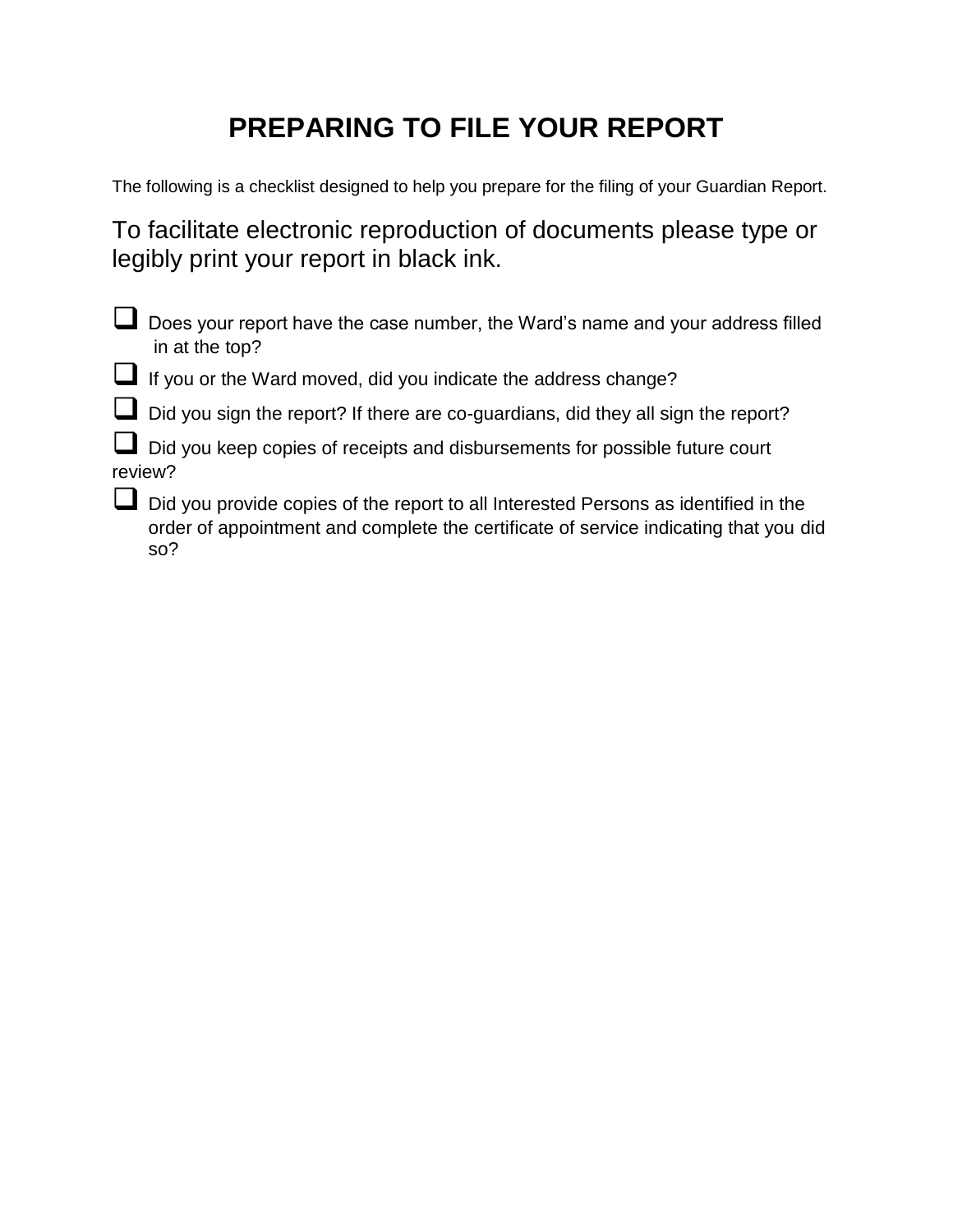# PREPARING TO FILE YOUR REPORT

The following is a checklist designed to help you prepare for the filing of your Guardian Report.

To facilitate electronic reproduction of documents please type or legibly print your report in black ink.

- [ ] Does your report have the case number, the Ward's name and your address filled in at the top?
- [ ] If you or the Ward moved, did you indicate the address change?
- [ ] Did you sign the report? If there are co-guardians, did they all sign the report?
- [ ] Did you keep copies of receipts and disbursements for possible future court review?
- [ ] Did you provide copies of the report to all Interested Persons as identified in the order of appointment and complete the certificate of service indicating that you did so?